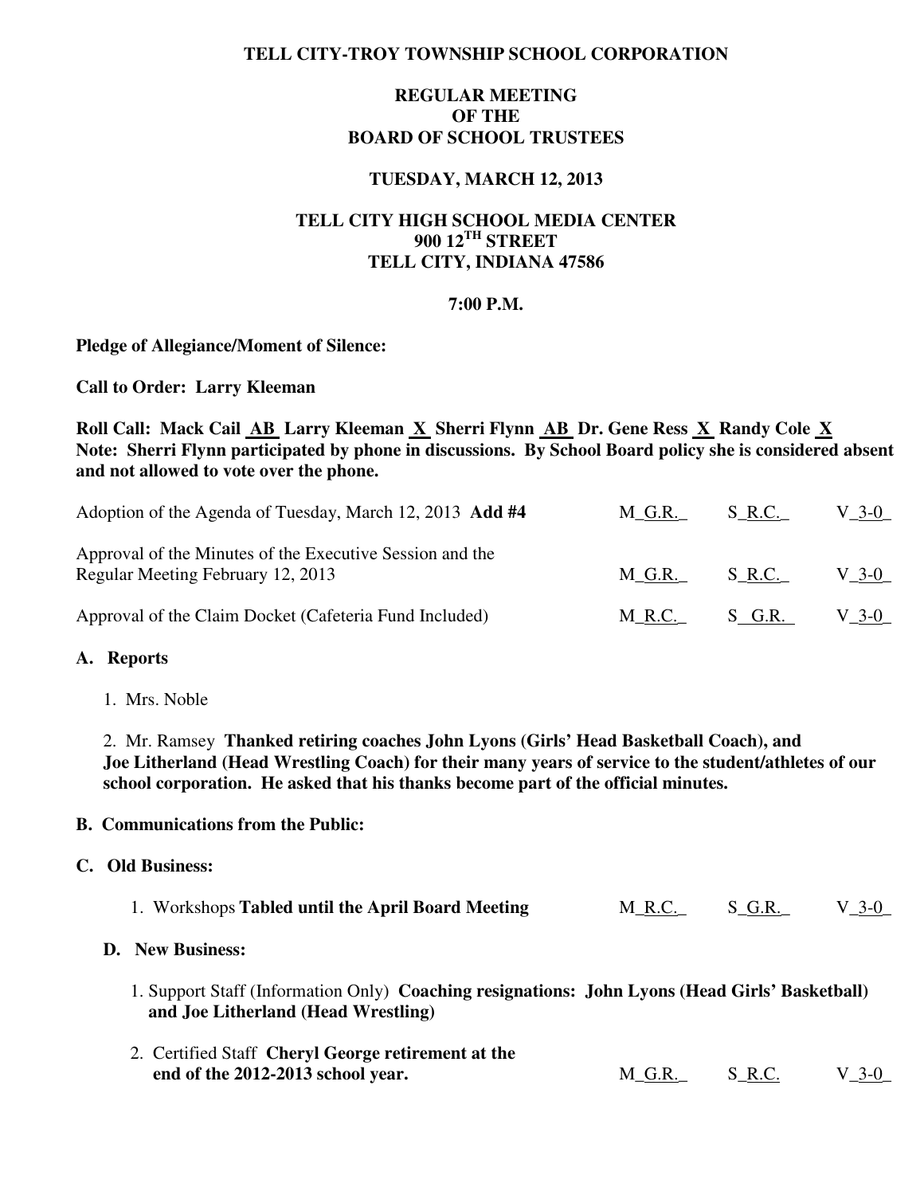**TELL CITY-TROY TOWNSHIP SCHOOL CORPORATION**

**REGULAR MEETING**
**OF THE**
**BOARD OF SCHOOL TRUSTEES**

**TUESDAY, MARCH 12, 2013**

**TELL CITY HIGH SCHOOL MEDIA CENTER**
**900 12TH STREET**
**TELL CITY, INDIANA 47586**

**7:00 P.M.**

**Pledge of Allegiance/Moment of Silence:**

**Call to Order: Larry Kleeman**

**Roll Call: Mack Cail AB Larry Kleeman X Sherri Flynn AB Dr. Gene Ress X Randy Cole X**
**Note: Sherri Flynn participated by phone in discussions. By School Board policy she is considered absent and not allowed to vote over the phone.**

| | | | |
|---|---|---|---|
| Adoption of the Agenda of Tuesday, March 12, 2013 **Add #4** | M_G.R._ | S_R.C._ | V_3-0_ |
| Approval of the Minutes of the Executive Session and the Regular Meeting February 12, 2013 | M_G.R._ | S_R.C._ | V_3-0_ |
| Approval of the Claim Docket (Cafeteria Fund Included) | M_R.C._ | S_G.R._ | V_3-0_ |

**A. Reports**

1. Mrs. Noble

2. Mr. Ramsey **Thanked retiring coaches John Lyons (Girls' Head Basketball Coach), and Joe Litherland (Head Wrestling Coach) for their many years of service to the student/athletes of our school corporation. He asked that his thanks become part of the official minutes.**

**B. Communications from the Public:**

**C. Old Business:**

| | | | |
|---|---|---|---|
| 1. Workshops **Tabled until the April Board Meeting** | M_R.C._ | S_G.R._ | V_3-0_ |

**D. New Business:**

1. Support Staff (Information Only) **Coaching resignations: John Lyons (Head Girls' Basketball) and Joe Litherland (Head Wrestling)**

| | | | |
|---|---|---|---|
| 2. Certified Staff **Cheryl George retirement at the end of the 2012-2013 school year.** | M_G.R._ | S_R.C. | V_3-0_ |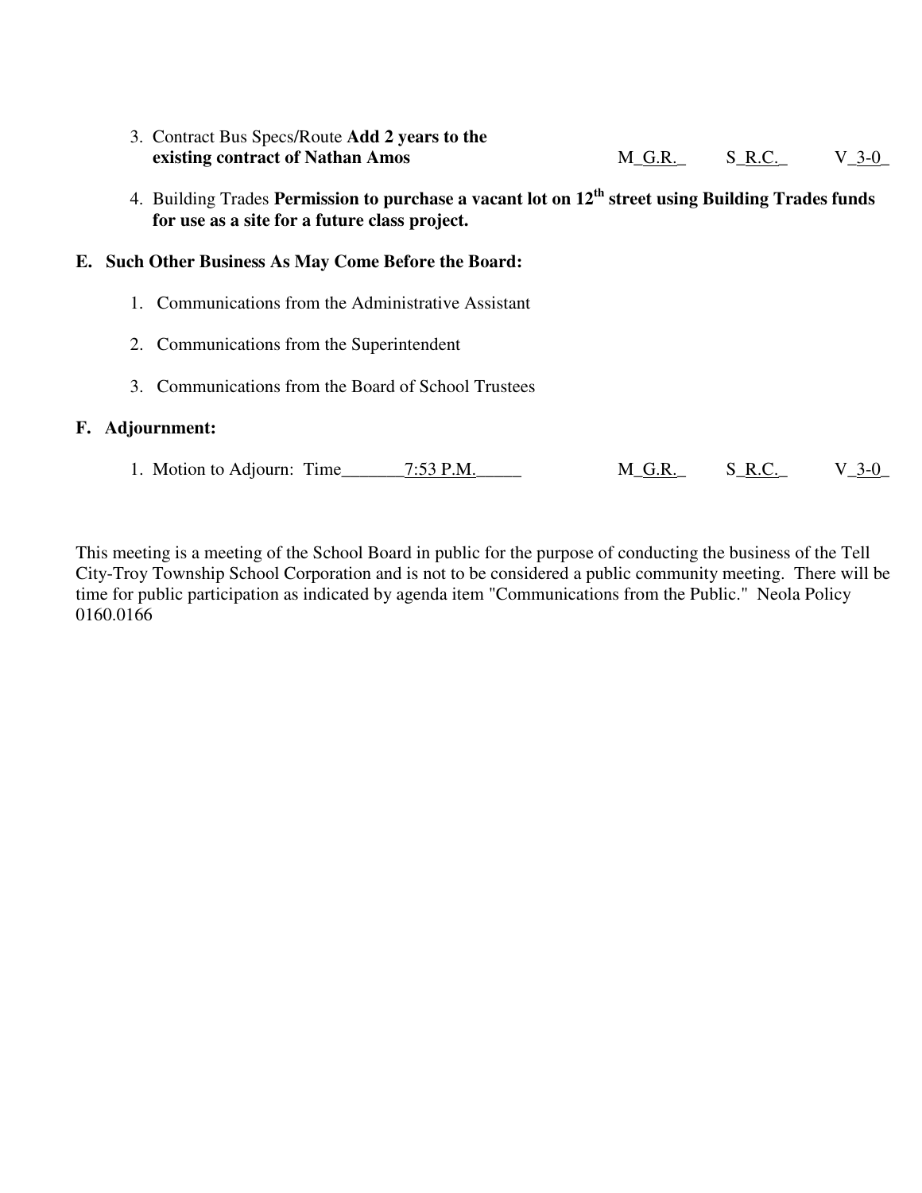3. Contract Bus Specs/Route **Add 2 years to the existing contract of Nathan Amos** M_G.R._ S_R.C._ V_3-0_

4. Building Trades **Permission to purchase a vacant lot on 12th street using Building Trades funds for use as a site for a future class project.**

**E. Such Other Business As May Come Before the Board:**

1. Communications from the Administrative Assistant

2. Communications from the Superintendent

3. Communications from the Board of School Trustees

**F. Adjournment:**

1. Motion to Adjourn: Time_______7:53 P.M._____ M_G.R._ S_R.C._ V_3-0_

This meeting is a meeting of the School Board in public for the purpose of conducting the business of the Tell City-Troy Township School Corporation and is not to be considered a public community meeting. There will be time for public participation as indicated by agenda item "Communications from the Public." Neola Policy 0160.0166